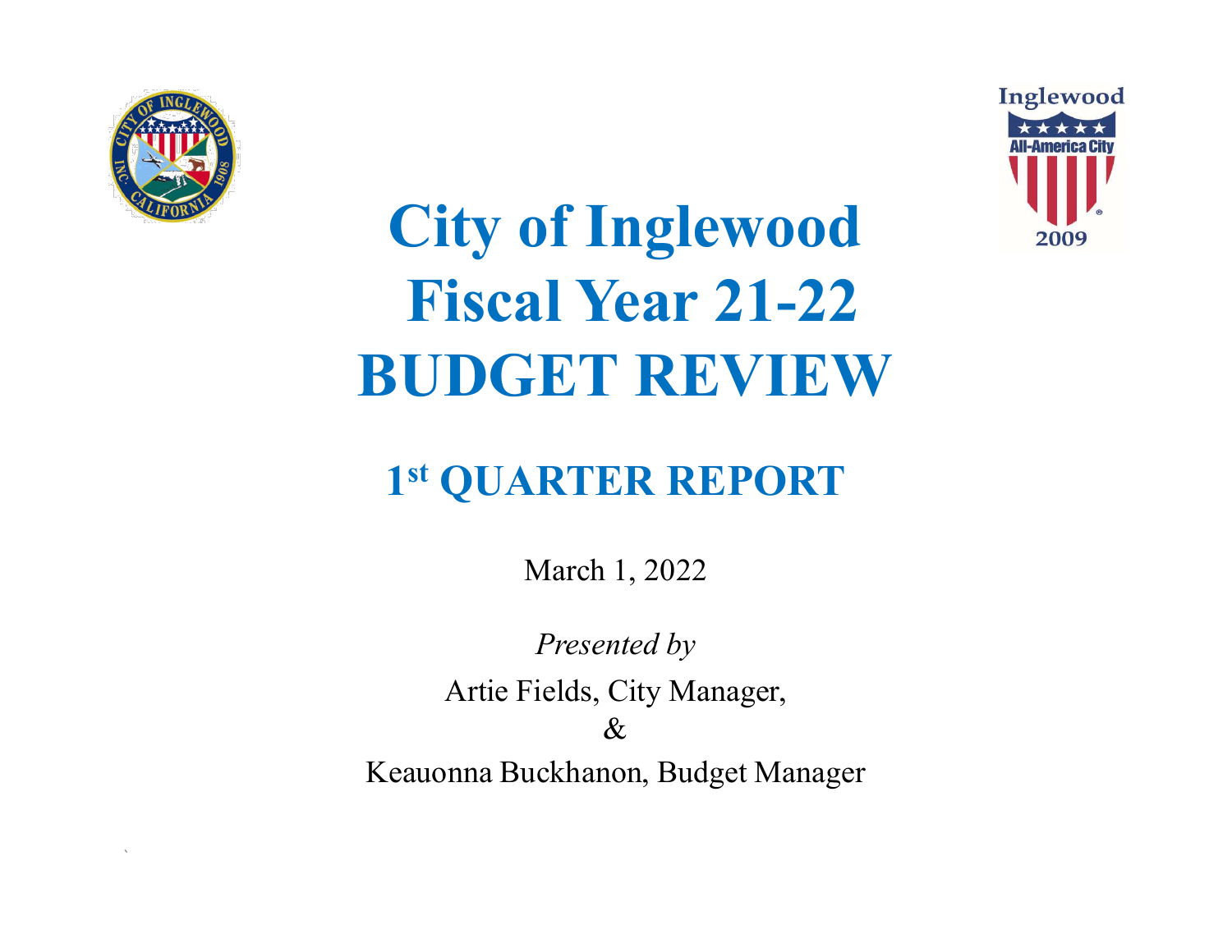# City of Inglewood Fiscal Year 21-22 BUDGET REVIEW

## 1st QUARTER REPORT

March 1, 2022

*Presented by*

Artie Fields, City Manager,

&

Keauonna Buckhanon, Budget Manager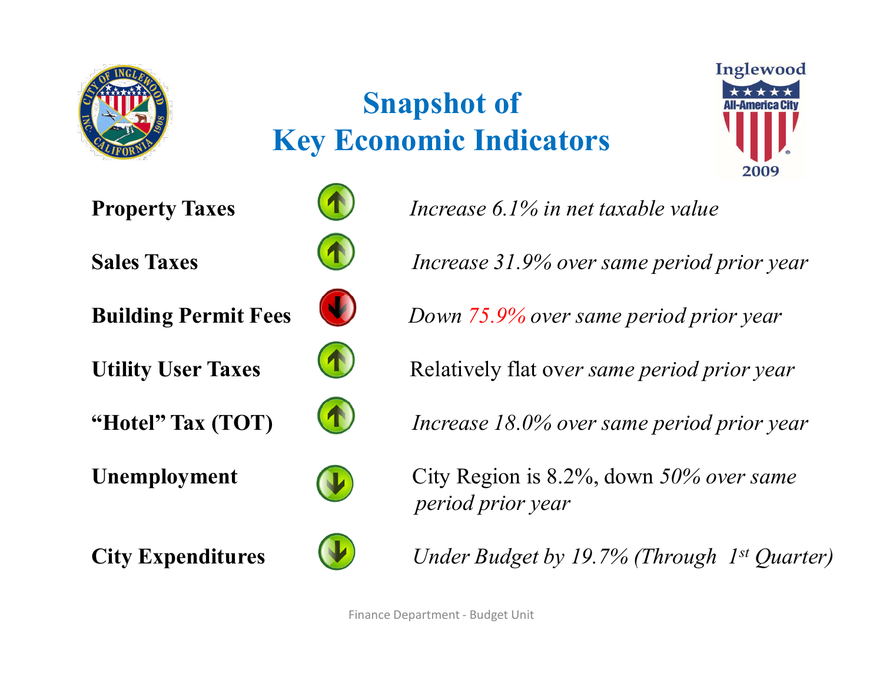# Snapshot of Key Economic Indicators

| Indicator | Trend | Detail |
|---|---|---|
| **Property Taxes** | ↑ | *Increase 6.1% in net taxable value* |
| **Sales Taxes** | ↑ | *Increase 31.9% over same period prior year* |
| **Building Permit Fees** | ↓ | *Down 75.9% over same period prior year* |
| **Utility User Taxes** | ↑ | Relatively flat over *same period prior year* |
| **"Hotel" Tax (TOT)** | ↑ | *Increase 18.0% over same period prior year* |
| **Unemployment** | ↓ | City Region is 8.2%, down *50% over same period prior year* |
| **City Expenditures** | ↓ | *Under Budget by 19.7% (Through 1st Quarter)* |

Finance Department - Budget Unit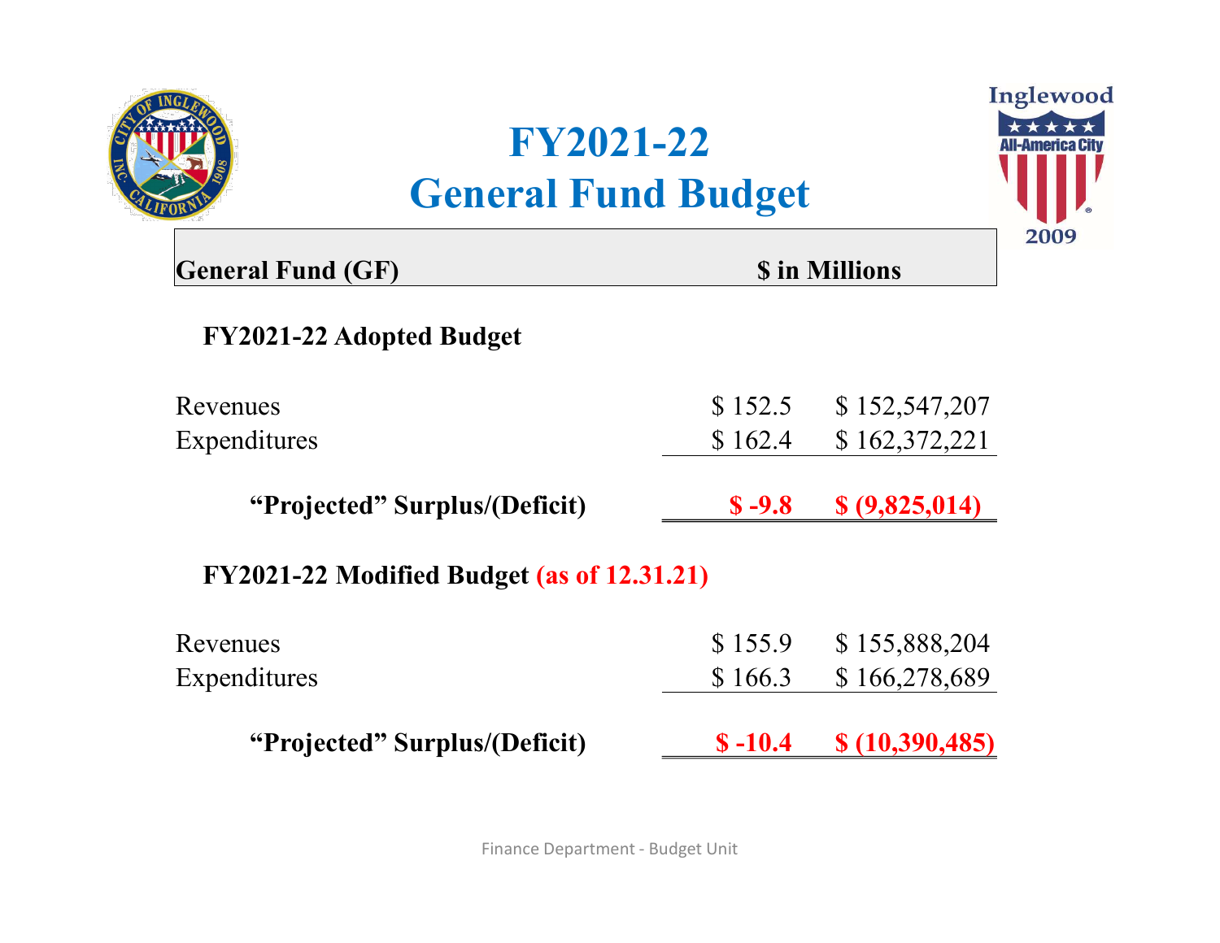# FY2021-22
# General Fund Budget

| General Fund (GF) | $ in Millions | |
|---|---|---|
| **FY2021-22 Adopted Budget** | | |
| Revenues | $ 152.5 | $ 152,547,207 |
| Expenditures | $ 162.4 | $ 162,372,221 |
| **"Projected" Surplus/(Deficit)** | **$ -9.8** | **$ (9,825,014)** |
| **FY2021-22 Modified Budget (as of 12.31.21)** | | |
| Revenues | $ 155.9 | $ 155,888,204 |
| Expenditures | $ 166.3 | $ 166,278,689 |
| **"Projected" Surplus/(Deficit)** | **$ -10.4** | **$ (10,390,485)** |

Finance Department - Budget Unit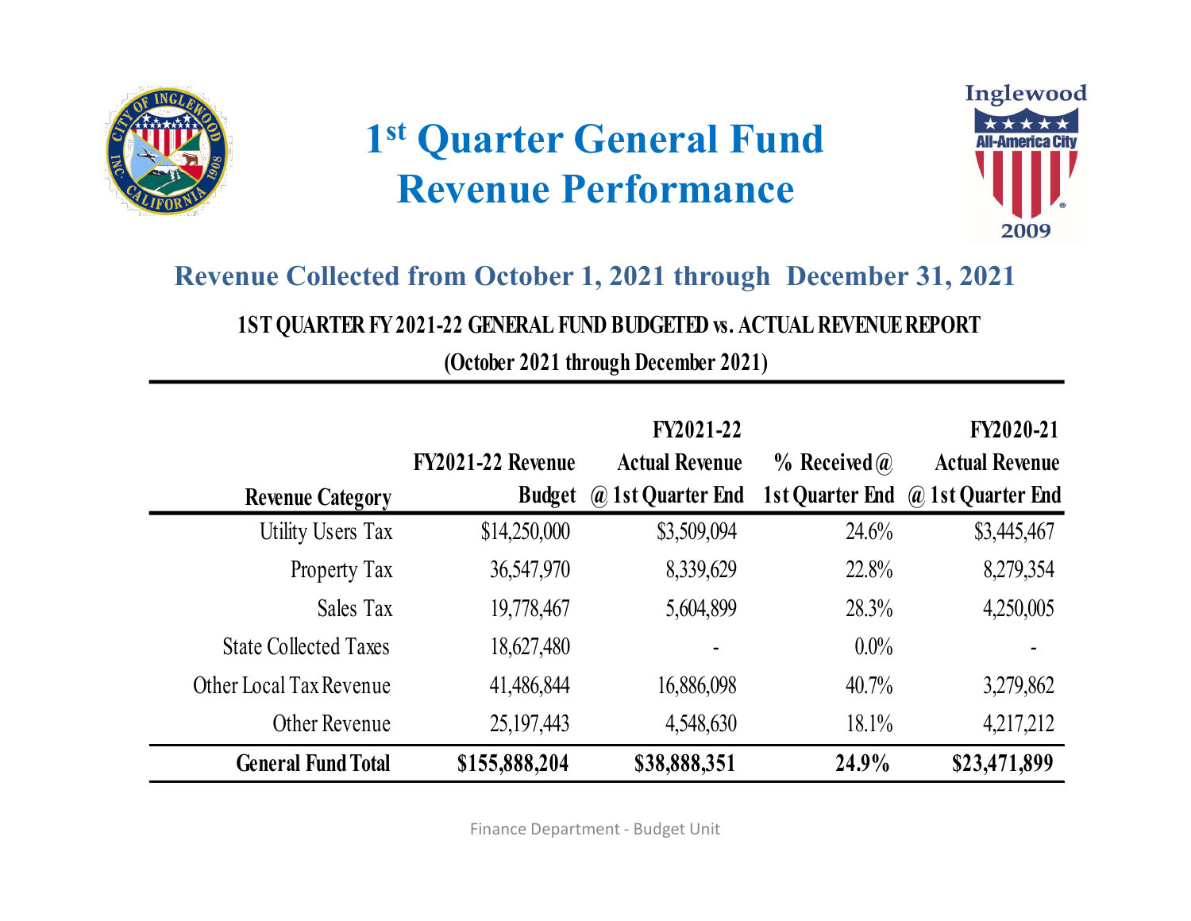# 1st Quarter General Fund Revenue Performance

## Revenue Collected from October 1, 2021 through December 31, 2021

**1ST QUARTER FY 2021-22 GENERAL FUND BUDGETED vs. ACTUAL REVENUE REPORT**

**(October 2021 through December 2021)**

| Revenue Category | FY2021-22 Revenue Budget | FY2021-22 Actual Revenue @ 1st Quarter End | % Received @ 1st Quarter End | FY2020-21 Actual Revenue @ 1st Quarter End |
|---|---|---|---|---|
| Utility Users Tax | $14,250,000 | $3,509,094 | 24.6% | $3,445,467 |
| Property Tax | 36,547,970 | 8,339,629 | 22.8% | 8,279,354 |
| Sales Tax | 19,778,467 | 5,604,899 | 28.3% | 4,250,005 |
| State Collected Taxes | 18,627,480 | - | 0.0% | - |
| Other Local Tax Revenue | 41,486,844 | 16,886,098 | 40.7% | 3,279,862 |
| Other Revenue | 25,197,443 | 4,548,630 | 18.1% | 4,217,212 |
| **General Fund Total** | **$155,888,204** | **$38,888,351** | **24.9%** | **$23,471,899** |

Finance Department - Budget Unit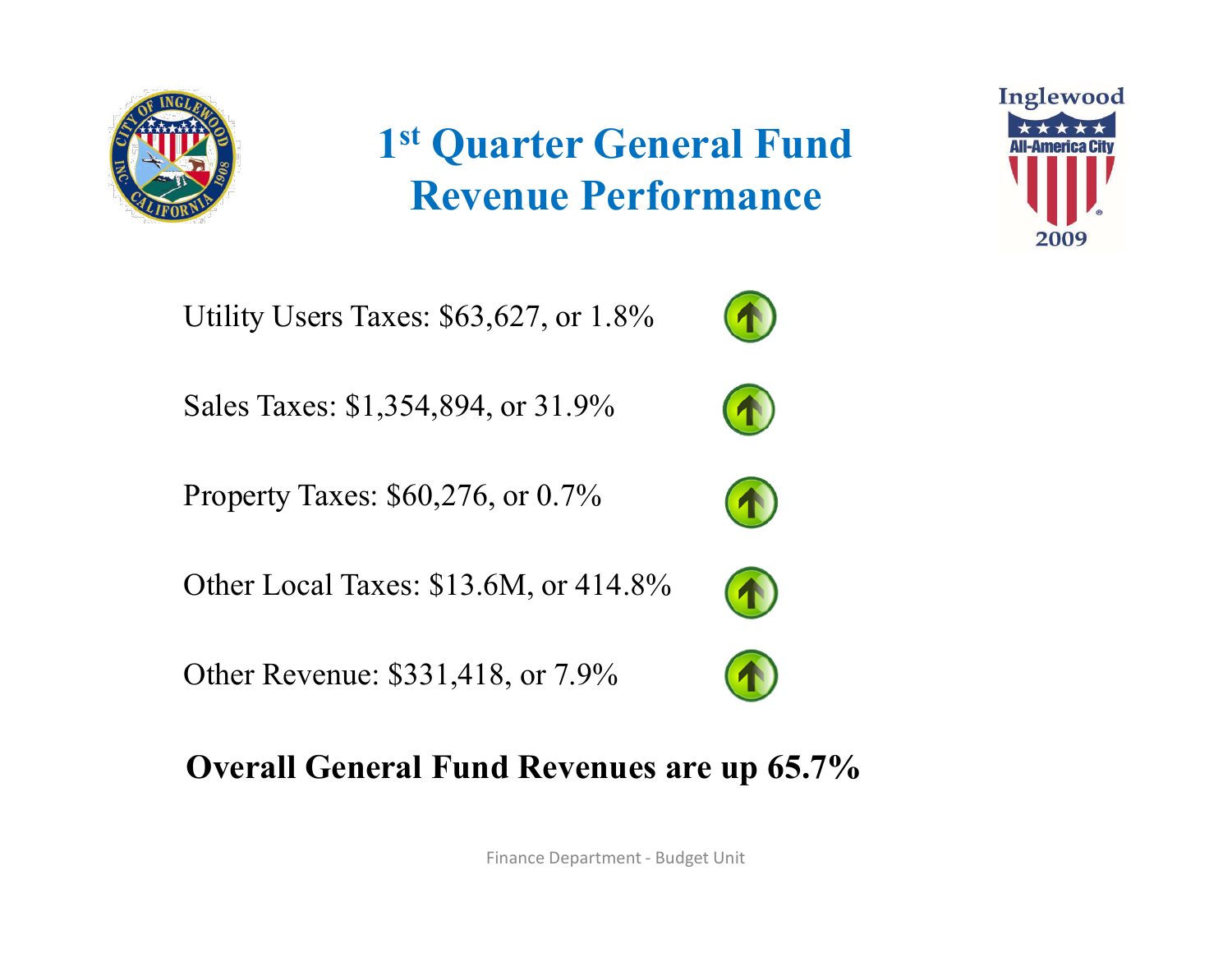# 1st Quarter General Fund Revenue Performance

Utility Users Taxes: $63,627, or 1.8%

Sales Taxes: $1,354,894, or 31.9%

Property Taxes: $60,276, or 0.7%

Other Local Taxes: $13.6M, or 414.8%

Other Revenue: $331,418, or 7.9%

**Overall General Fund Revenues are up 65.7%**

Finance Department - Budget Unit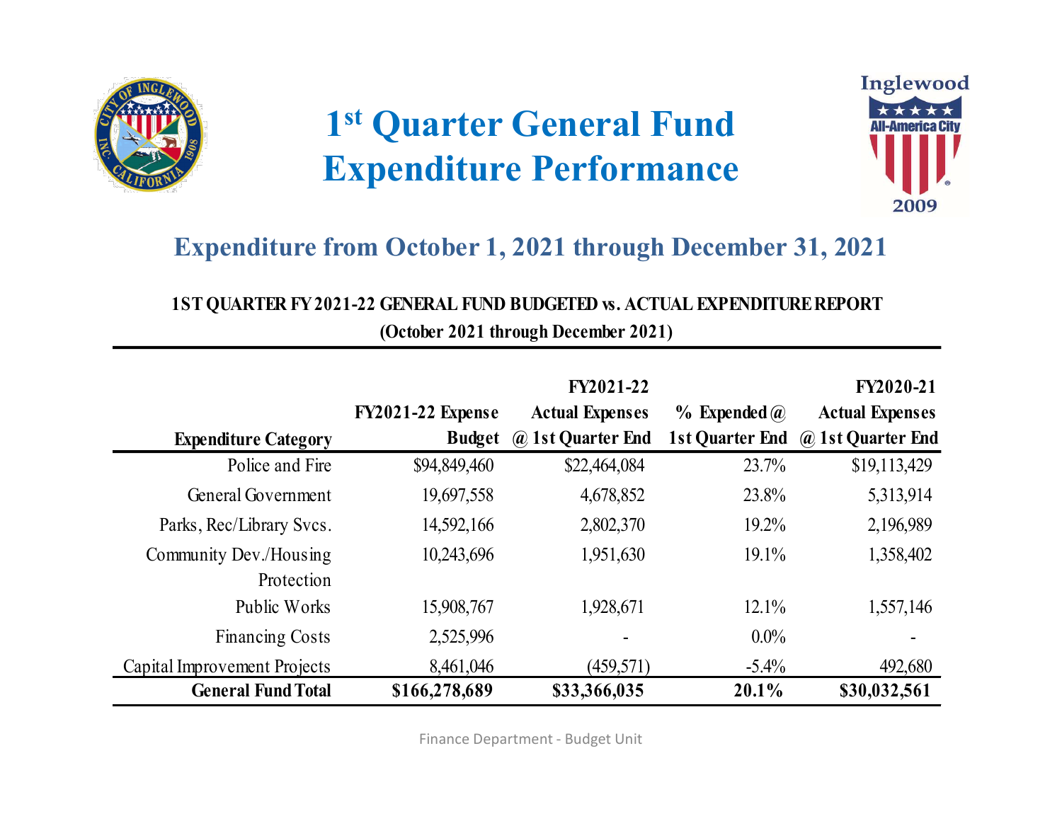# 1st Quarter General Fund Expenditure Performance

## Expenditure from October 1, 2021 through December 31, 2021

**1ST QUARTER FY 2021-22 GENERAL FUND BUDGETED vs. ACTUAL EXPENDITURE REPORT**
**(October 2021 through December 2021)**

| Expenditure Category | FY2021-22 Expense Budget | FY2021-22 Actual Expenses @ 1st Quarter End | % Expended @ 1st Quarter End | FY2020-21 Actual Expenses @ 1st Quarter End |
|---|---|---|---|---|
| Police and Fire | $94,849,460 | $22,464,084 | 23.7% | $19,113,429 |
| General Government | 19,697,558 | 4,678,852 | 23.8% | 5,313,914 |
| Parks, Rec/Library Svcs. | 14,592,166 | 2,802,370 | 19.2% | 2,196,989 |
| Community Dev./Housing Protection | 10,243,696 | 1,951,630 | 19.1% | 1,358,402 |
| Public Works | 15,908,767 | 1,928,671 | 12.1% | 1,557,146 |
| Financing Costs | 2,525,996 | - | 0.0% | - |
| Capital Improvement Projects | 8,461,046 | (459,571) | -5.4% | 492,680 |
| **General Fund Total** | **$166,278,689** | **$33,366,035** | **20.1%** | **$30,032,561** |

Finance Department - Budget Unit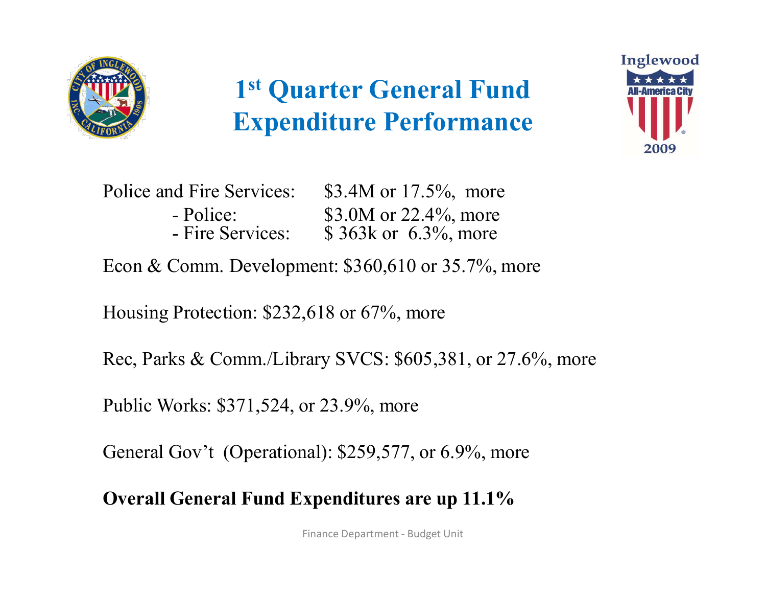# 1st Quarter General Fund Expenditure Performance

Police and Fire Services: $3.4M or 17.5%, more

- Police: $3.0M or 22.4%, more
- Fire Services: $ 363k or 6.3%, more

Econ & Comm. Development: $360,610 or 35.7%, more

Housing Protection: $232,618 or 67%, more

Rec, Parks & Comm./Library SVCS: $605,381, or 27.6%, more

Public Works: $371,524, or 23.9%, more

General Gov't (Operational): $259,577, or 6.9%, more

**Overall General Fund Expenditures are up 11.1%**

Finance Department - Budget Unit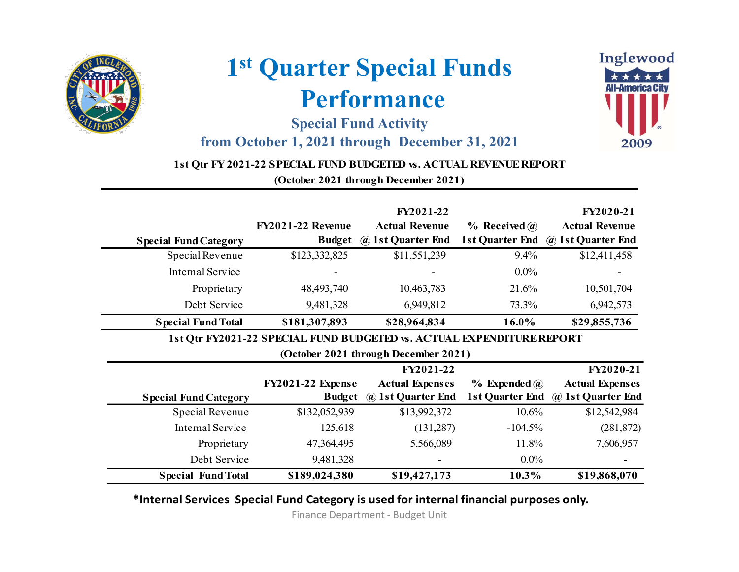# 1st Quarter Special Funds Performance

## Special Fund Activity from October 1, 2021 through December 31, 2021

**1st Qtr FY 2021-22 SPECIAL FUND BUDGETED vs. ACTUAL REVENUE REPORT**
**(October 2021 through December 2021)**

| Special Fund Category | FY2021-22 Revenue Budget | FY2021-22 Actual Revenue @ 1st Quarter End | % Received @ 1st Quarter End | FY2020-21 Actual Revenue @ 1st Quarter End |
|---|---|---|---|---|
| Special Revenue | $123,332,825 | $11,551,239 | 9.4% | $12,411,458 |
| Internal Service | - | - | 0.0% | - |
| Proprietary | 48,493,740 | 10,463,783 | 21.6% | 10,501,704 |
| Debt Service | 9,481,328 | 6,949,812 | 73.3% | 6,942,573 |
| **Special Fund Total** | **$181,307,893** | **$28,964,834** | **16.0%** | **$29,855,736** |

**1st Qtr FY2021-22 SPECIAL FUND BUDGETED vs. ACTUAL EXPENDITURE REPORT**
**(October 2021 through December 2021)**

| Special Fund Category | FY2021-22 Expense Budget | FY2021-22 Actual Expenses @ 1st Quarter End | % Expended @ 1st Quarter End | FY2020-21 Actual Expenses @ 1st Quarter End |
|---|---|---|---|---|
| Special Revenue | $132,052,939 | $13,992,372 | 10.6% | $12,542,984 |
| Internal Service | 125,618 | (131,287) | -104.5% | (281,872) |
| Proprietary | 47,364,495 | 5,566,089 | 11.8% | 7,606,957 |
| Debt Service | 9,481,328 | - | 0.0% | - |
| **Special Fund Total** | **$189,024,380** | **$19,427,173** | **10.3%** | **$19,868,070** |

**\*Internal Services Special Fund Category is used for internal financial purposes only.**

Finance Department - Budget Unit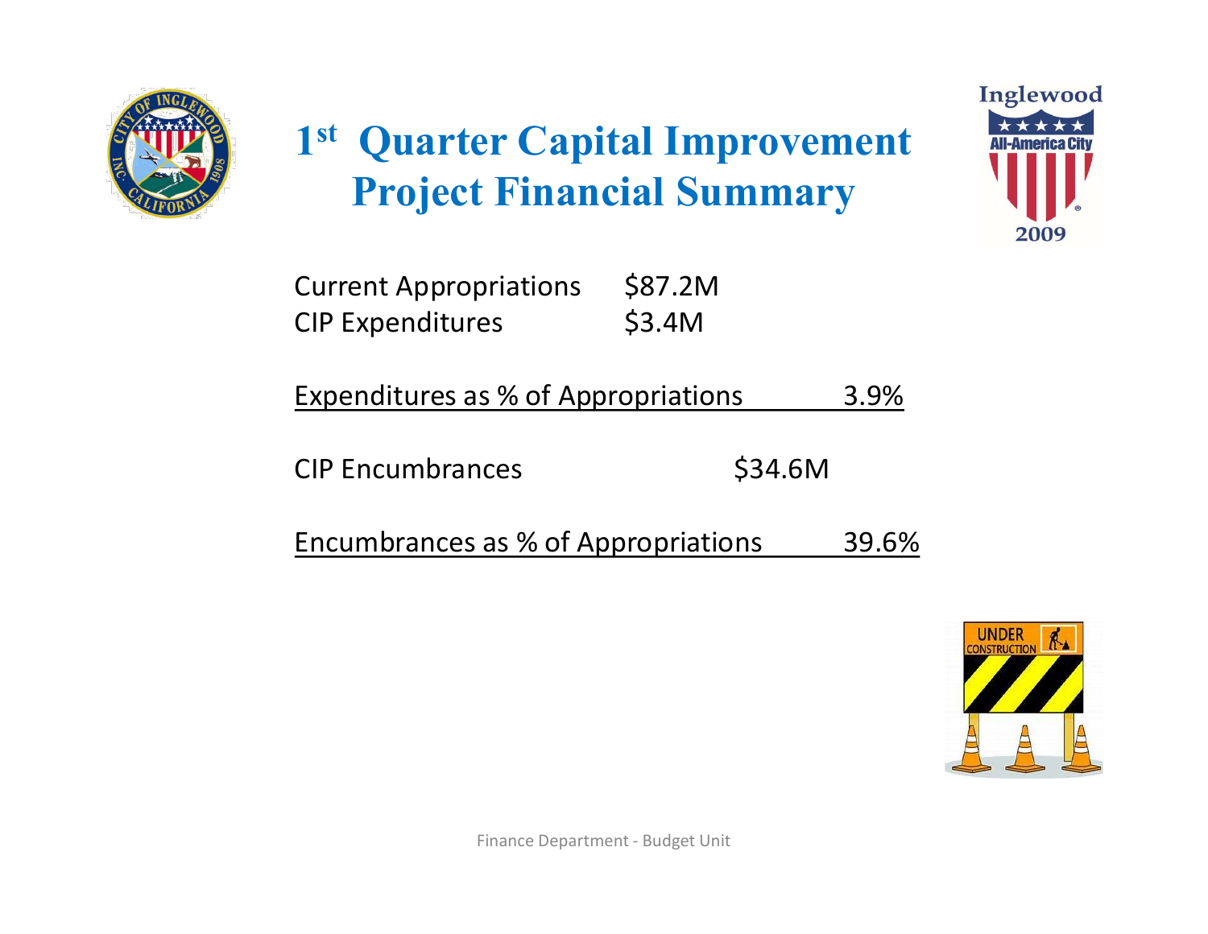# 1st Quarter Capital Improvement Project Financial Summary

| | |
|---|---|
| Current Appropriations | $87.2M |
| CIP Expenditures | $3.4M |

Expenditures as % of Appropriations 3.9%

CIP Encumbrances $34.6M

Encumbrances as % of Appropriations 39.6%

Finance Department - Budget Unit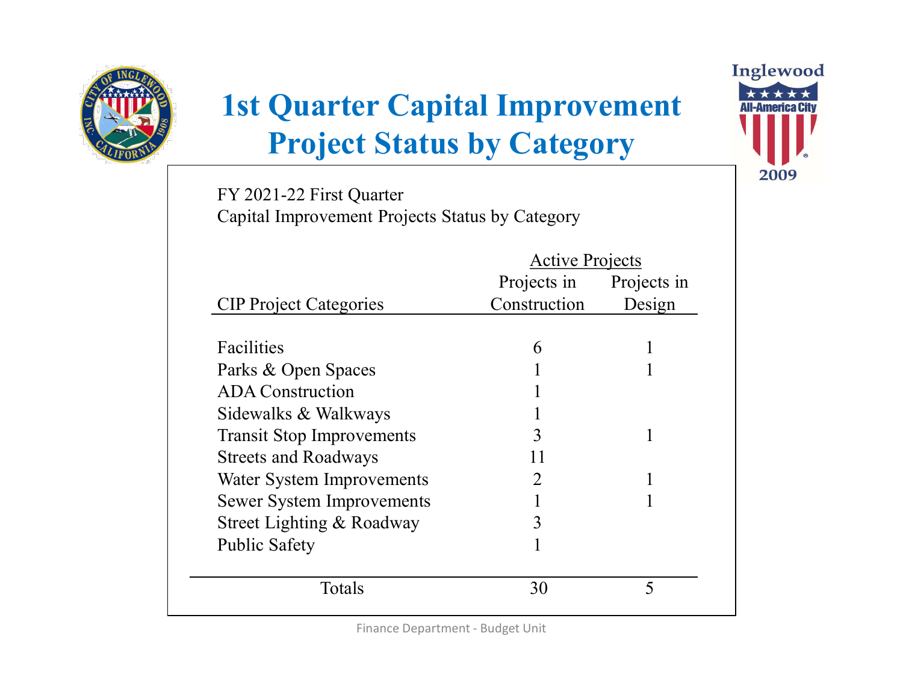# 1st Quarter Capital Improvement Project Status by Category

FY 2021-22 First Quarter
Capital Improvement Projects Status by Category

| | Active Projects | |
|---|---|---|
| CIP Project Categories | Projects in Construction | Projects in Design |
| Facilities | 6 | 1 |
| Parks & Open Spaces | 1 | 1 |
| ADA Construction | 1 | |
| Sidewalks & Walkways | 1 | |
| Transit Stop Improvements | 3 | 1 |
| Streets and Roadways | 11 | |
| Water System Improvements | 2 | 1 |
| Sewer System Improvements | 1 | 1 |
| Street Lighting & Roadway | 3 | |
| Public Safety | 1 | |
| Totals | 30 | 5 |

Finance Department - Budget Unit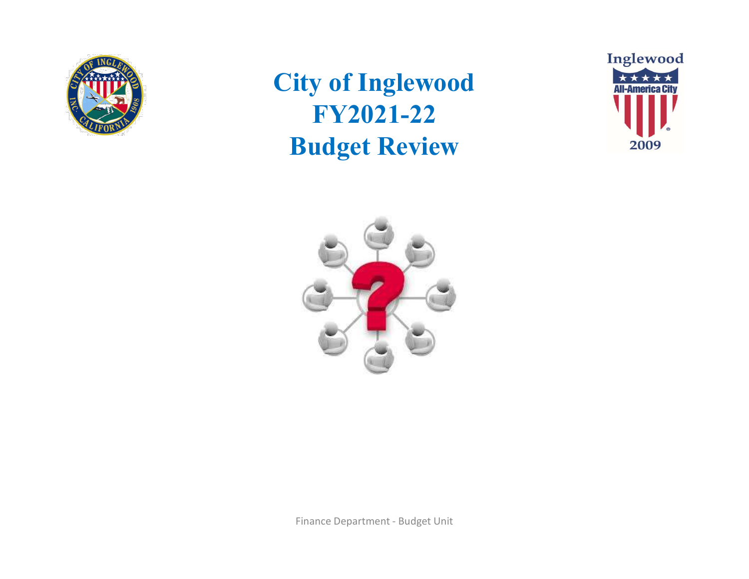# City of Inglewood FY2021-22 Budget Review

Finance Department - Budget Unit